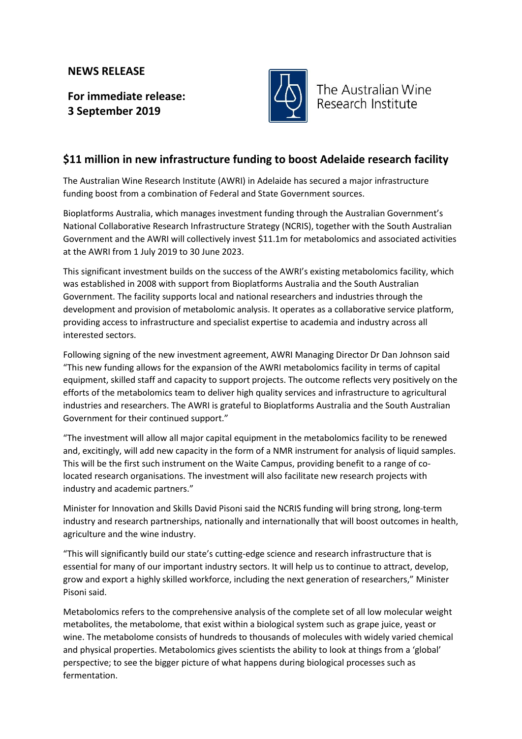**NEWS RELEASE**

**For immediate release:**
**3 September 2019**

The Australian Wine Research Institute

## $11 million in new infrastructure funding to boost Adelaide research facility

The Australian Wine Research Institute (AWRI) in Adelaide has secured a major infrastructure funding boost from a combination of Federal and State Government sources.

Bioplatforms Australia, which manages investment funding through the Australian Government's National Collaborative Research Infrastructure Strategy (NCRIS), together with the South Australian Government and the AWRI will collectively invest $11.1m for metabolomics and associated activities at the AWRI from 1 July 2019 to 30 June 2023.

This significant investment builds on the success of the AWRI's existing metabolomics facility, which was established in 2008 with support from Bioplatforms Australia and the South Australian Government. The facility supports local and national researchers and industries through the development and provision of metabolomic analysis. It operates as a collaborative service platform, providing access to infrastructure and specialist expertise to academia and industry across all interested sectors.

Following signing of the new investment agreement, AWRI Managing Director Dr Dan Johnson said "This new funding allows for the expansion of the AWRI metabolomics facility in terms of capital equipment, skilled staff and capacity to support projects. The outcome reflects very positively on the efforts of the metabolomics team to deliver high quality services and infrastructure to agricultural industries and researchers. The AWRI is grateful to Bioplatforms Australia and the South Australian Government for their continued support."

"The investment will allow all major capital equipment in the metabolomics facility to be renewed and, excitingly, will add new capacity in the form of a NMR instrument for analysis of liquid samples. This will be the first such instrument on the Waite Campus, providing benefit to a range of co-located research organisations. The investment will also facilitate new research projects with industry and academic partners."

Minister for Innovation and Skills David Pisoni said the NCRIS funding will bring strong, long-term industry and research partnerships, nationally and internationally that will boost outcomes in health, agriculture and the wine industry.

"This will significantly build our state's cutting-edge science and research infrastructure that is essential for many of our important industry sectors. It will help us to continue to attract, develop, grow and export a highly skilled workforce, including the next generation of researchers," Minister Pisoni said.

Metabolomics refers to the comprehensive analysis of the complete set of all low molecular weight metabolites, the metabolome, that exist within a biological system such as grape juice, yeast or wine. The metabolome consists of hundreds to thousands of molecules with widely varied chemical and physical properties. Metabolomics gives scientists the ability to look at things from a 'global' perspective; to see the bigger picture of what happens during biological processes such as fermentation.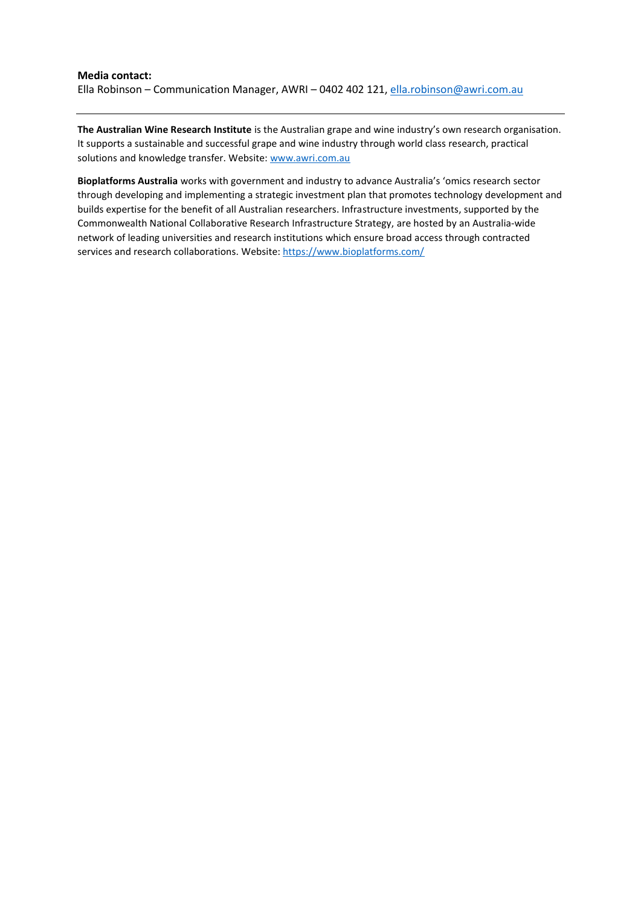**Media contact:**
Ella Robinson – Communication Manager, AWRI – 0402 402 121, ella.robinson@awri.com.au

---

**The Australian Wine Research Institute** is the Australian grape and wine industry's own research organisation. It supports a sustainable and successful grape and wine industry through world class research, practical solutions and knowledge transfer. Website: www.awri.com.au

**Bioplatforms Australia** works with government and industry to advance Australia's 'omics research sector through developing and implementing a strategic investment plan that promotes technology development and builds expertise for the benefit of all Australian researchers. Infrastructure investments, supported by the Commonwealth National Collaborative Research Infrastructure Strategy, are hosted by an Australia-wide network of leading universities and research institutions which ensure broad access through contracted services and research collaborations. Website: https://www.bioplatforms.com/